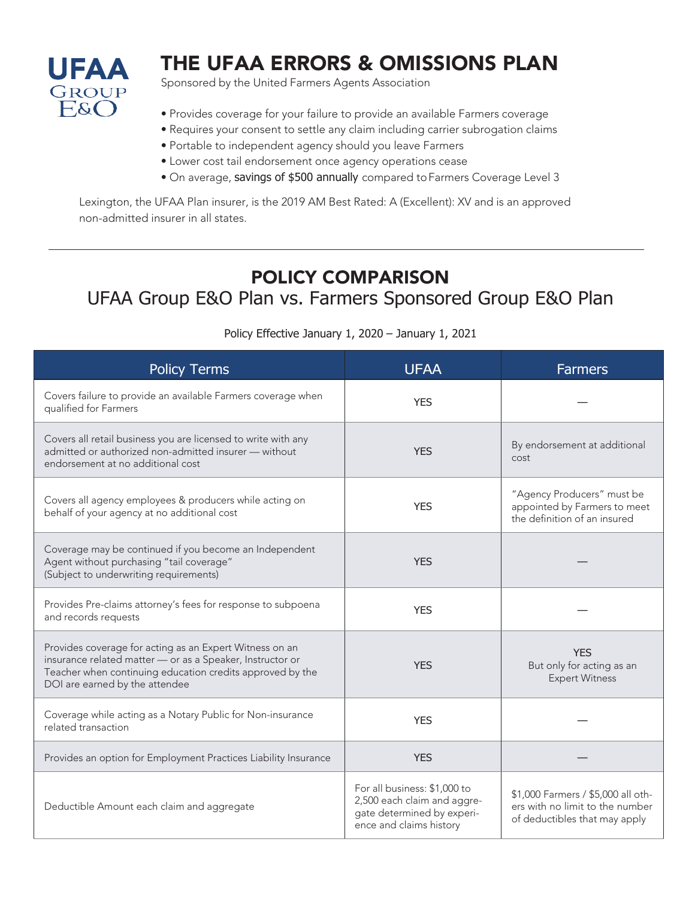UFAA GROUP E&O

# THE UFAA ERRORS & OMISSIONS PLAN

Sponsored by the United Farmers Agents Association

- Provides coverage for your failure to provide an available Farmers coverage
- Requires your consent to settle any claim including carrier subrogation claims
- Portable to independent agency should you leave Farmers
- Lower cost tail endorsement once agency operations cease
- On average, savings of $500 annually compared to Farmers Coverage Level 3

Lexington, the UFAA Plan insurer, is the 2019 AM Best Rated: A (Excellent): XV and is an approved non-admitted insurer in all states.

---

## POLICY COMPARISON

### UFAA Group E&O Plan vs. Farmers Sponsored Group E&O Plan

Policy Effective January 1, 2020 – January 1, 2021

| Policy Terms | UFAA | Farmers |
|---|---|---|
| Covers failure to provide an available Farmers coverage when qualified for Farmers | YES | — |
| Covers all retail business you are licensed to write with any admitted or authorized non-admitted insurer — without endorsement at no additional cost | YES | By endorsement at additional cost |
| Covers all agency employees & producers while acting on behalf of your agency at no additional cost | YES | "Agency Producers" must be appointed by Farmers to meet the definition of an insured |
| Coverage may be continued if you become an Independent Agent without purchasing "tail coverage" (Subject to underwriting requirements) | YES | — |
| Provides Pre-claims attorney's fees for response to subpoena and records requests | YES | — |
| Provides coverage for acting as an Expert Witness on an insurance related matter — or as a Speaker, Instructor or Teacher when continuing education credits approved by the DOI are earned by the attendee | YES | YES But only for acting as an Expert Witness |
| Coverage while acting as a Notary Public for Non-insurance related transaction | YES | — |
| Provides an option for Employment Practices Liability Insurance | YES | — |
| Deductible Amount each claim and aggregate | For all business: $1,000 to 2,500 each claim and aggregate determined by experience and claims history | $1,000 Farmers / $5,000 all others with no limit to the number of deductibles that may apply |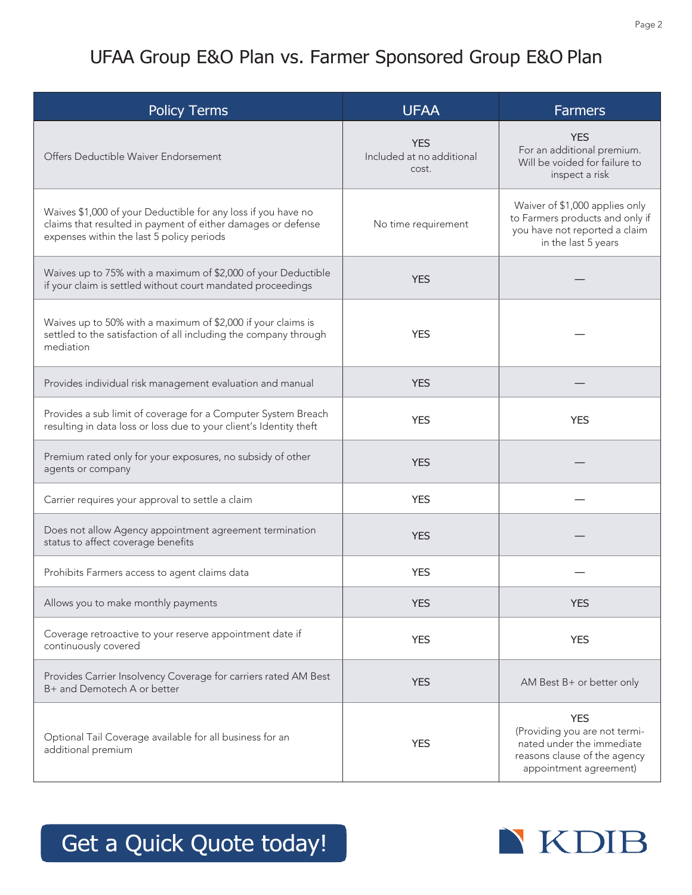# UFAA Group E&O Plan vs. Farmer Sponsored Group E&O Plan

| Policy Terms | UFAA | Farmers |
| --- | --- | --- |
| Offers Deductible Waiver Endorsement | YES Included at no additional cost. | YES For an additional premium. Will be voided for failure to inspect a risk |
| Waives $1,000 of your Deductible for any loss if you have no claims that resulted in payment of either damages or defense expenses within the last 5 policy periods | No time requirement | Waiver of $1,000 applies only to Farmers products and only if you have not reported a claim in the last 5 years |
| Waives up to 75% with a maximum of $2,000 of your Deductible if your claim is settled without court mandated proceedings | YES | — |
| Waives up to 50% with a maximum of $2,000 if your claims is settled to the satisfaction of all including the company through mediation | YES | — |
| Provides individual risk management evaluation and manual | YES | — |
| Provides a sub limit of coverage for a Computer System Breach resulting in data loss or loss due to your client's Identity theft | YES | YES |
| Premium rated only for your exposures, no subsidy of other agents or company | YES | — |
| Carrier requires your approval to settle a claim | YES | — |
| Does not allow Agency appointment agreement termination status to affect coverage benefits | YES | — |
| Prohibits Farmers access to agent claims data | YES | — |
| Allows you to make monthly payments | YES | YES |
| Coverage retroactive to your reserve appointment date if continuously covered | YES | YES |
| Provides Carrier Insolvency Coverage for carriers rated AM Best B+ and Demotech A or better | YES | AM Best B+ or better only |
| Optional Tail Coverage available for all business for an additional premium | YES | YES (Providing you are not terminated under the immediate reasons clause of the agency appointment agreement) |

Get a Quick Quote today!

KDIB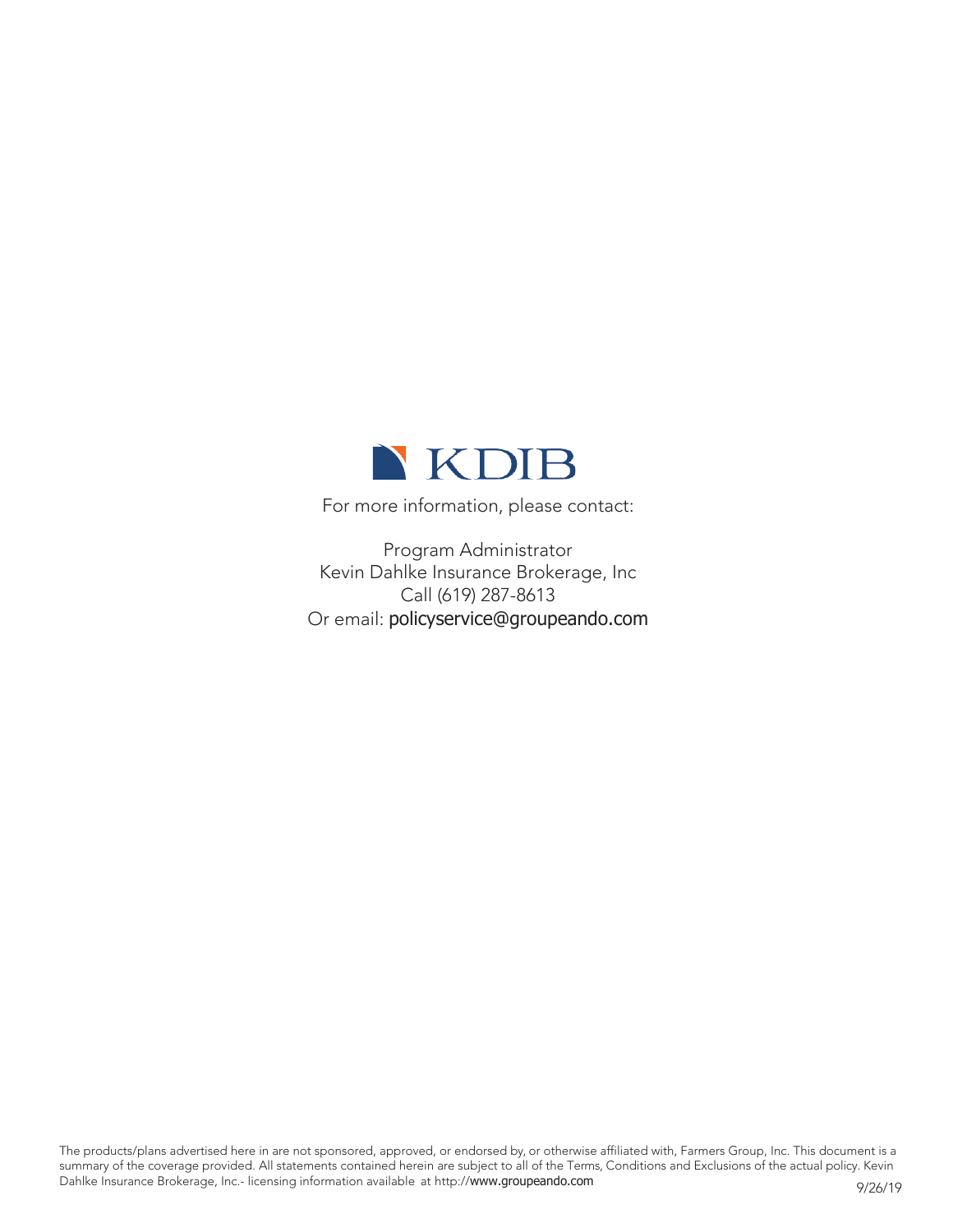KDIB

For more information, please contact:

Program Administrator
Kevin Dahlke Insurance Brokerage, Inc
Call (619) 287-8613
Or email: policyservice@groupeando.com

The products/plans advertised here in are not sponsored, approved, or endorsed by, or otherwise affiliated with, Farmers Group, Inc. This document is a summary of the coverage provided. All statements contained herein are subject to all of the Terms, Conditions and Exclusions of the actual policy. Kevin Dahlke Insurance Brokerage, Inc.- licensing information available at http://www.groupeando.com

9/26/19